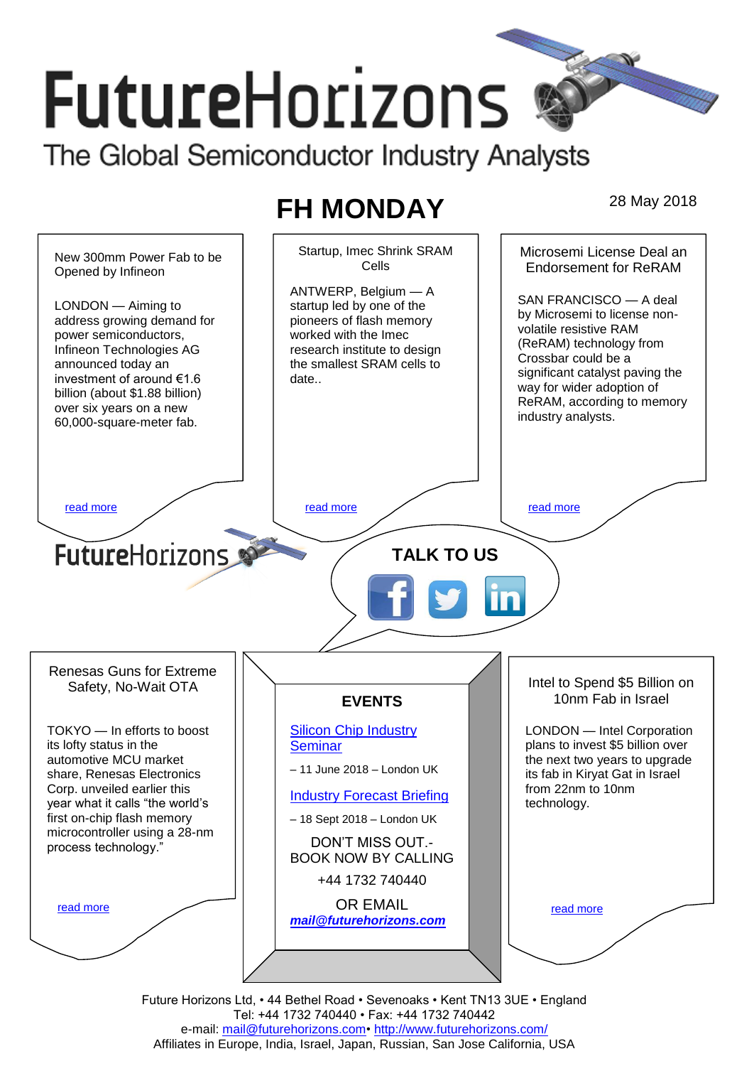# FutureHorizons

The Global Semiconductor Industry Analysts

## FH MONDAY

28 May 2018

### New 300mm Power Fab to be Opened by Infineon

LONDON — Aiming to address growing demand for power semiconductors, Infineon Technologies AG announced today an investment of around €1.6 billion (about $1.88 billion) over six years on a new 60,000-square-meter fab.

read more

### Startup, Imec Shrink SRAM Cells

ANTWERP, Belgium — A startup led by one of the pioneers of flash memory worked with the Imec research institute to design the smallest SRAM cells to date..

read more

### Microsemi License Deal an Endorsement for ReRAM

SAN FRANCISCO — A deal by Microsemi to license non-volatile resistive RAM (ReRAM) technology from Crossbar could be a significant catalyst paving the way for wider adoption of ReRAM, according to memory industry analysts.

read more

FutureHorizons

**TALK TO US**

### Renesas Guns for Extreme Safety, No-Wait OTA

TOKYO — In efforts to boost its lofty status in the automotive MCU market share, Renesas Electronics Corp. unveiled earlier this year what it calls "the world's first on-chip flash memory microcontroller using a 28-nm process technology."

read more

### EVENTS

Silicon Chip Industry Seminar

– 11 June 2018 – London UK

Industry Forecast Briefing

– 18 Sept 2018 – London UK

DON'T MISS OUT.- BOOK NOW BY CALLING

+44 1732 740440

OR EMAIL

***mail@futurehorizons.com***

### Intel to Spend $5 Billion on 10nm Fab in Israel

LONDON — Intel Corporation plans to invest $5 billion over the next two years to upgrade its fab in Kiryat Gat in Israel from 22nm to 10nm technology.

read more

Future Horizons Ltd, • 44 Bethel Road • Sevenoaks • Kent TN13 3UE • England
Tel: +44 1732 740440 • Fax: +44 1732 740442
e-mail: mail@futurehorizons.com• http://www.futurehorizons.com/
Affiliates in Europe, India, Israel, Japan, Russian, San Jose California, USA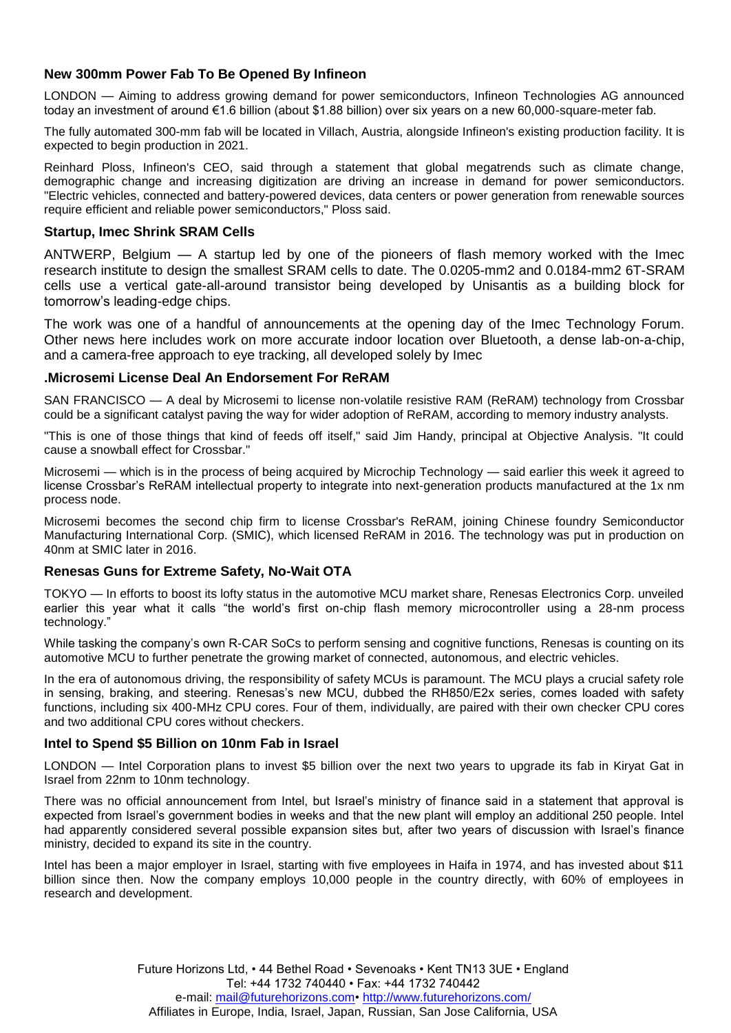### New 300mm Power Fab To Be Opened By Infineon

LONDON — Aiming to address growing demand for power semiconductors, Infineon Technologies AG announced today an investment of around €1.6 billion (about $1.88 billion) over six years on a new 60,000-square-meter fab.

The fully automated 300-mm fab will be located in Villach, Austria, alongside Infineon's existing production facility. It is expected to begin production in 2021.

Reinhard Ploss, Infineon's CEO, said through a statement that global megatrends such as climate change, demographic change and increasing digitization are driving an increase in demand for power semiconductors. "Electric vehicles, connected and battery-powered devices, data centers or power generation from renewable sources require efficient and reliable power semiconductors," Ploss said.

### Startup, Imec Shrink SRAM Cells

ANTWERP, Belgium — A startup led by one of the pioneers of flash memory worked with the Imec research institute to design the smallest SRAM cells to date. The 0.0205-mm2 and 0.0184-mm2 6T-SRAM cells use a vertical gate-all-around transistor being developed by Unisantis as a building block for tomorrow's leading-edge chips.

The work was one of a handful of announcements at the opening day of the Imec Technology Forum. Other news here includes work on more accurate indoor location over Bluetooth, a dense lab-on-a-chip, and a camera-free approach to eye tracking, all developed solely by Imec

### .Microsemi License Deal An Endorsement For ReRAM

SAN FRANCISCO — A deal by Microsemi to license non-volatile resistive RAM (ReRAM) technology from Crossbar could be a significant catalyst paving the way for wider adoption of ReRAM, according to memory industry analysts.

"This is one of those things that kind of feeds off itself," said Jim Handy, principal at Objective Analysis. "It could cause a snowball effect for Crossbar."

Microsemi — which is in the process of being acquired by Microchip Technology — said earlier this week it agreed to license Crossbar's ReRAM intellectual property to integrate into next-generation products manufactured at the 1x nm process node.

Microsemi becomes the second chip firm to license Crossbar's ReRAM, joining Chinese foundry Semiconductor Manufacturing International Corp. (SMIC), which licensed ReRAM in 2016. The technology was put in production on 40nm at SMIC later in 2016.

### Renesas Guns for Extreme Safety, No-Wait OTA

TOKYO — In efforts to boost its lofty status in the automotive MCU market share, Renesas Electronics Corp. unveiled earlier this year what it calls "the world's first on-chip flash memory microcontroller using a 28-nm process technology."

While tasking the company's own R-CAR SoCs to perform sensing and cognitive functions, Renesas is counting on its automotive MCU to further penetrate the growing market of connected, autonomous, and electric vehicles.

In the era of autonomous driving, the responsibility of safety MCUs is paramount. The MCU plays a crucial safety role in sensing, braking, and steering. Renesas's new MCU, dubbed the RH850/E2x series, comes loaded with safety functions, including six 400-MHz CPU cores. Four of them, individually, are paired with their own checker CPU cores and two additional CPU cores without checkers.

### Intel to Spend $5 Billion on 10nm Fab in Israel

LONDON — Intel Corporation plans to invest $5 billion over the next two years to upgrade its fab in Kiryat Gat in Israel from 22nm to 10nm technology.

There was no official announcement from Intel, but Israel's ministry of finance said in a statement that approval is expected from Israel's government bodies in weeks and that the new plant will employ an additional 250 people. Intel had apparently considered several possible expansion sites but, after two years of discussion with Israel's finance ministry, decided to expand its site in the country.

Intel has been a major employer in Israel, starting with five employees in Haifa in 1974, and has invested about $11 billion since then. Now the company employs 10,000 people in the country directly, with 60% of employees in research and development.